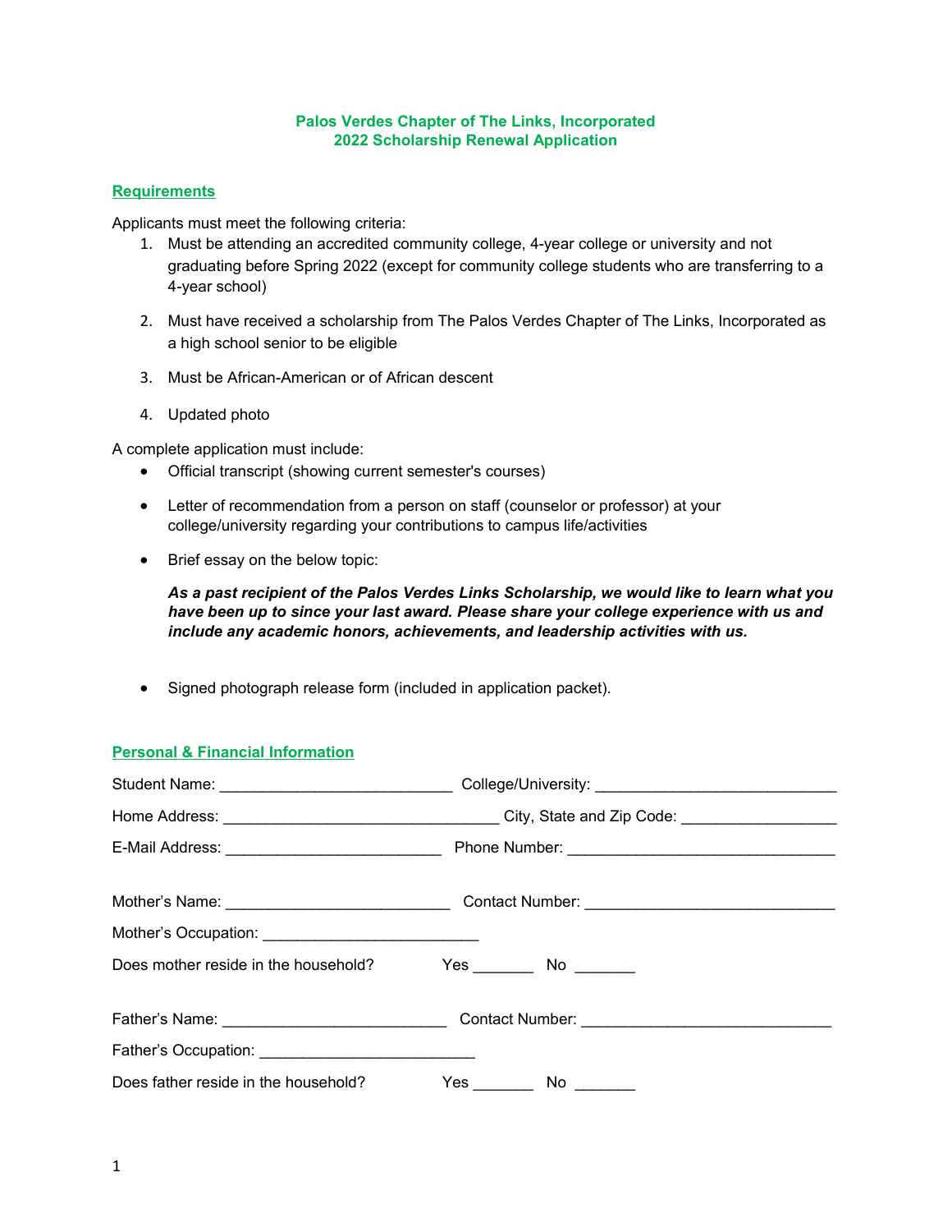**Palos Verdes Chapter of The Links, Incorporated**
**2022 Scholarship Renewal Application**

## Requirements

Applicants must meet the following criteria:

1. Must be attending an accredited community college, 4-year college or university and not graduating before Spring 2022 (except for community college students who are transferring to a 4-year school)
2. Must have received a scholarship from The Palos Verdes Chapter of The Links, Incorporated as a high school senior to be eligible
3. Must be African-American or of African descent
4. Updated photo

A complete application must include:

- Official transcript (showing current semester's courses)
- Letter of recommendation from a person on staff (counselor or professor) at your college/university regarding your contributions to campus life/activities
- Brief essay on the below topic:

  ***As a past recipient of the Palos Verdes Links Scholarship, we would like to learn what you have been up to since your last award. Please share your college experience with us and include any academic honors, achievements, and leadership activities with us.***

- Signed photograph release form (included in application packet).

## Personal & Financial Information

Student Name: ___________________________ College/University: ____________________________

Home Address: ________________________________ City, State and Zip Code: __________________

E-Mail Address: _________________________ Phone Number: _______________________________

Mother's Name: __________________________ Contact Number: _____________________________

Mother's Occupation: _________________________

Does mother reside in the household? Yes _______ No _______

Father's Name: __________________________ Contact Number: _____________________________

Father's Occupation: _________________________

Does father reside in the household? Yes _______ No _______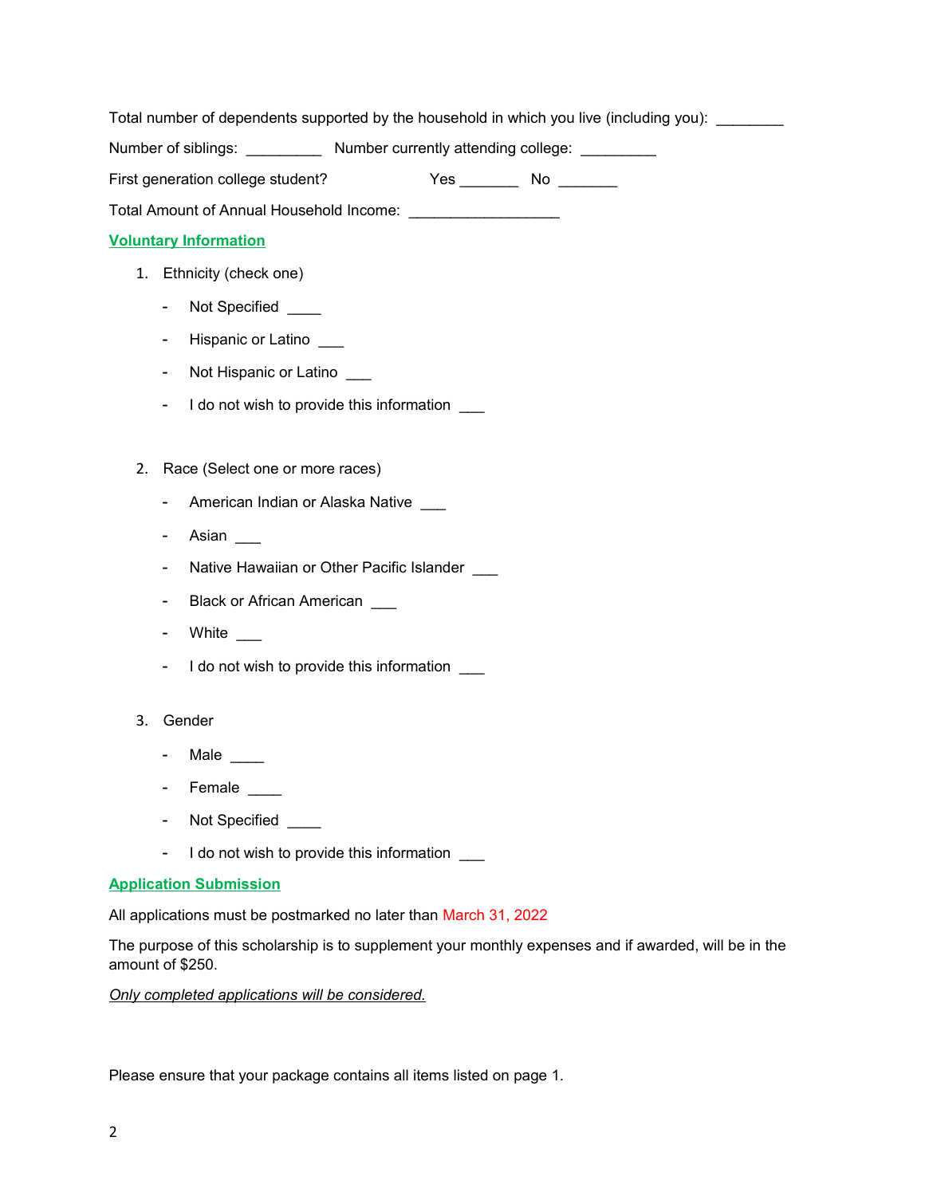Total number of dependents supported by the household in which you live (including you): ________

Number of siblings: _________ Number currently attending college: _________

First generation college student? Yes _______ No _______

Total Amount of Annual Household Income: __________________

**Voluntary Information**

1. Ethnicity (check one)
   - Not Specified ____
   - Hispanic or Latino ___
   - Not Hispanic or Latino ___
   - I do not wish to provide this information ___

2. Race (Select one or more races)
   - American Indian or Alaska Native ___
   - Asian ___
   - Native Hawaiian or Other Pacific Islander ___
   - Black or African American ___
   - White ___
   - I do not wish to provide this information ___

3. Gender
   - Male ____
   - Female ____
   - Not Specified ____
   - I do not wish to provide this information ___

**Application Submission**

All applications must be postmarked no later than March 31, 2022

The purpose of this scholarship is to supplement your monthly expenses and if awarded, will be in the amount of $250.

*Only completed applications will be considered.*

Please ensure that your package contains all items listed on page 1.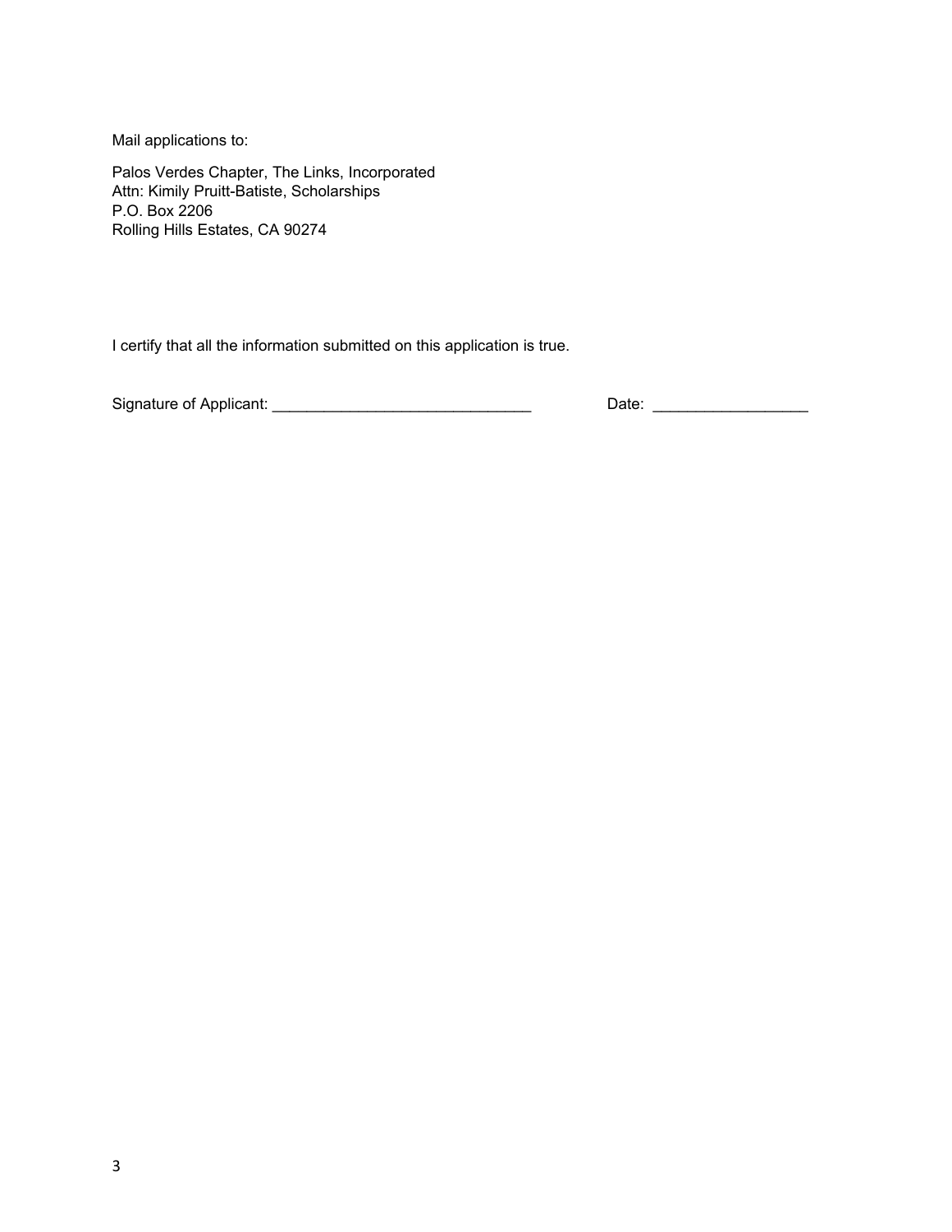Mail applications to:

Palos Verdes Chapter, The Links, Incorporated
Attn: Kimily Pruitt-Batiste, Scholarships
P.O. Box 2206
Rolling Hills Estates, CA 90274

I certify that all the information submitted on this application is true.

Signature of Applicant: ______________________________ Date: _________________